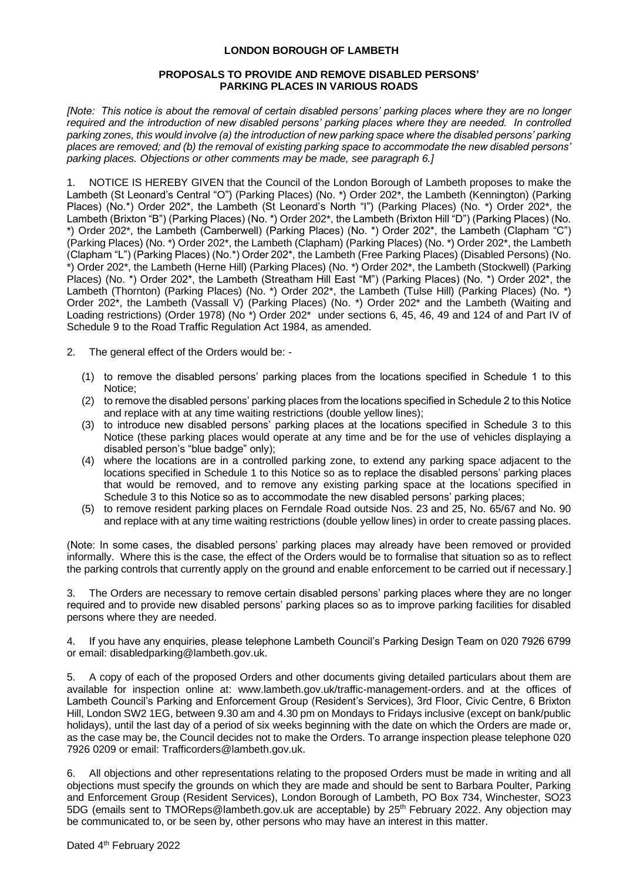**LONDON BOROUGH OF LAMBETH**

**PROPOSALS TO PROVIDE AND REMOVE DISABLED PERSONS' PARKING PLACES IN VARIOUS ROADS**

*[Note: This notice is about the removal of certain disabled persons' parking places where they are no longer required and the introduction of new disabled persons' parking places where they are needed. In controlled parking zones, this would involve (a) the introduction of new parking space where the disabled persons' parking places are removed; and (b) the removal of existing parking space to accommodate the new disabled persons' parking places. Objections or other comments may be made, see paragraph 6.]*

1. NOTICE IS HEREBY GIVEN that the Council of the London Borough of Lambeth proposes to make the Lambeth (St Leonard's Central "O") (Parking Places) (No. *) Order 202*, the Lambeth (Kennington) (Parking Places) (No.*) Order 202*, the Lambeth (St Leonard's North "I") (Parking Places) (No. *) Order 202*, the Lambeth (Brixton "B") (Parking Places) (No. *) Order 202*, the Lambeth (Brixton Hill "D") (Parking Places) (No. *) Order 202*, the Lambeth (Camberwell) (Parking Places) (No. *) Order 202*, the Lambeth (Clapham "C") (Parking Places) (No. *) Order 202*, the Lambeth (Clapham) (Parking Places) (No. *) Order 202*, the Lambeth (Clapham "L") (Parking Places) (No.*) Order 202*, the Lambeth (Free Parking Places) (Disabled Persons) (No. *) Order 202*, the Lambeth (Herne Hill) (Parking Places) (No. *) Order 202*, the Lambeth (Stockwell) (Parking Places) (No. *) Order 202*, the Lambeth (Streatham Hill East "M") (Parking Places) (No. *) Order 202*, the Lambeth (Thornton) (Parking Places) (No. *) Order 202*, the Lambeth (Tulse Hill) (Parking Places) (No. *) Order 202*, the Lambeth (Vassall V) (Parking Places) (No. *) Order 202* and the Lambeth (Waiting and Loading restrictions) (Order 1978) (No *) Order 202* under sections 6, 45, 46, 49 and 124 of and Part IV of Schedule 9 to the Road Traffic Regulation Act 1984, as amended.

2. The general effect of the Orders would be: -

   (1) to remove the disabled persons' parking places from the locations specified in Schedule 1 to this Notice;
   (2) to remove the disabled persons' parking places from the locations specified in Schedule 2 to this Notice and replace with at any time waiting restrictions (double yellow lines);
   (3) to introduce new disabled persons' parking places at the locations specified in Schedule 3 to this Notice (these parking places would operate at any time and be for the use of vehicles displaying a disabled person's "blue badge" only);
   (4) where the locations are in a controlled parking zone, to extend any parking space adjacent to the locations specified in Schedule 1 to this Notice so as to replace the disabled persons' parking places that would be removed, and to remove any existing parking space at the locations specified in Schedule 3 to this Notice so as to accommodate the new disabled persons' parking places;
   (5) to remove resident parking places on Ferndale Road outside Nos. 23 and 25, No. 65/67 and No. 90 and replace with at any time waiting restrictions (double yellow lines) in order to create passing places.

(Note: In some cases, the disabled persons' parking places may already have been removed or provided informally. Where this is the case, the effect of the Orders would be to formalise that situation so as to reflect the parking controls that currently apply on the ground and enable enforcement to be carried out if necessary.]

3. The Orders are necessary to remove certain disabled persons' parking places where they are no longer required and to provide new disabled persons' parking places so as to improve parking facilities for disabled persons where they are needed.

4. If you have any enquiries, please telephone Lambeth Council's Parking Design Team on 020 7926 6799 or email: disabledparking@lambeth.gov.uk.

5. A copy of each of the proposed Orders and other documents giving detailed particulars about them are available for inspection online at: www.lambeth.gov.uk/traffic-management-orders. and at the offices of Lambeth Council's Parking and Enforcement Group (Resident's Services), 3rd Floor, Civic Centre, 6 Brixton Hill, London SW2 1EG, between 9.30 am and 4.30 pm on Mondays to Fridays inclusive (except on bank/public holidays), until the last day of a period of six weeks beginning with the date on which the Orders are made or, as the case may be, the Council decides not to make the Orders. To arrange inspection please telephone 020 7926 0209 or email: Trafficorders@lambeth.gov.uk.

6. All objections and other representations relating to the proposed Orders must be made in writing and all objections must specify the grounds on which they are made and should be sent to Barbara Poulter, Parking and Enforcement Group (Resident Services), London Borough of Lambeth, PO Box 734, Winchester, SO23 5DG (emails sent to TMOReps@lambeth.gov.uk are acceptable) by 25th February 2022. Any objection may be communicated to, or be seen by, other persons who may have an interest in this matter.

Dated 4th February 2022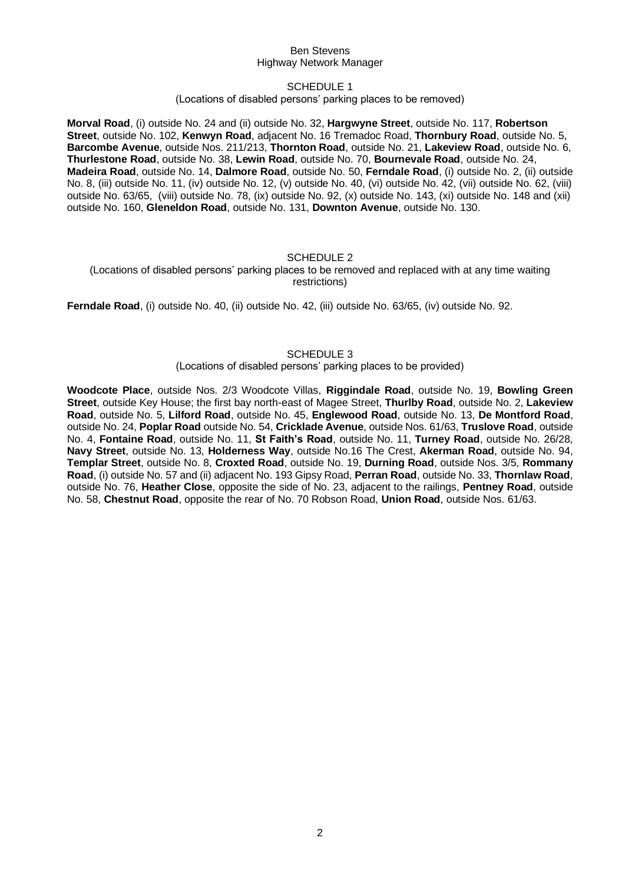Ben Stevens
Highway Network Manager

SCHEDULE 1
(Locations of disabled persons' parking places to be removed)

**Morval Road**, (i) outside No. 24 and (ii) outside No. 32, **Hargwyne Street**, outside No. 117, **Robertson Street**, outside No. 102, **Kenwyn Road**, adjacent No. 16 Tremadoc Road, **Thornbury Road**, outside No. 5, **Barcombe Avenue**, outside Nos. 211/213, **Thornton Road**, outside No. 21, **Lakeview Road**, outside No. 6, **Thurlestone Road**, outside No. 38, **Lewin Road**, outside No. 70, **Bournevale Road**, outside No. 24, **Madeira Road**, outside No. 14, **Dalmore Road**, outside No. 50, **Ferndale Road**, (i) outside No. 2, (ii) outside No. 8, (iii) outside No. 11, (iv) outside No. 12, (v) outside No. 40, (vi) outside No. 42, (vii) outside No. 62, (viii) outside No. 63/65, (viii) outside No. 78, (ix) outside No. 92, (x) outside No. 143, (xi) outside No. 148 and (xii) outside No. 160, **Gleneldon Road**, outside No. 131, **Downton Avenue**, outside No. 130.

SCHEDULE 2
(Locations of disabled persons' parking places to be removed and replaced with at any time waiting restrictions)

**Ferndale Road**, (i) outside No. 40, (ii) outside No. 42, (iii) outside No. 63/65, (iv) outside No. 92.

SCHEDULE 3
(Locations of disabled persons' parking places to be provided)

**Woodcote Place**, outside Nos. 2/3 Woodcote Villas, **Riggindale Road**, outside No. 19, **Bowling Green Street**, outside Key House; the first bay north-east of Magee Street, **Thurlby Road**, outside No. 2, **Lakeview Road**, outside No. 5, **Lilford Road**, outside No. 45, **Englewood Road**, outside No. 13, **De Montford Road**, outside No. 24, **Poplar Road** outside No. 54, **Cricklade Avenue**, outside Nos. 61/63, **Truslove Road**, outside No. 4, **Fontaine Road**, outside No. 11, **St Faith's Road**, outside No. 11, **Turney Road**, outside No. 26/28, **Navy Street**, outside No. 13, **Holderness Way**, outside No.16 The Crest, **Akerman Road**, outside No. 94, **Templar Street**, outside No. 8, **Croxted Road**, outside No. 19, **Durning Road**, outside Nos. 3/5, **Rommany Road**, (i) outside No. 57 and (ii) adjacent No. 193 Gipsy Road, **Perran Road**, outside No. 33, **Thornlaw Road**, outside No. 76, **Heather Close**, opposite the side of No. 23, adjacent to the railings, **Pentney Road**, outside No. 58, **Chestnut Road**, opposite the rear of No. 70 Robson Road, **Union Road**, outside Nos. 61/63.